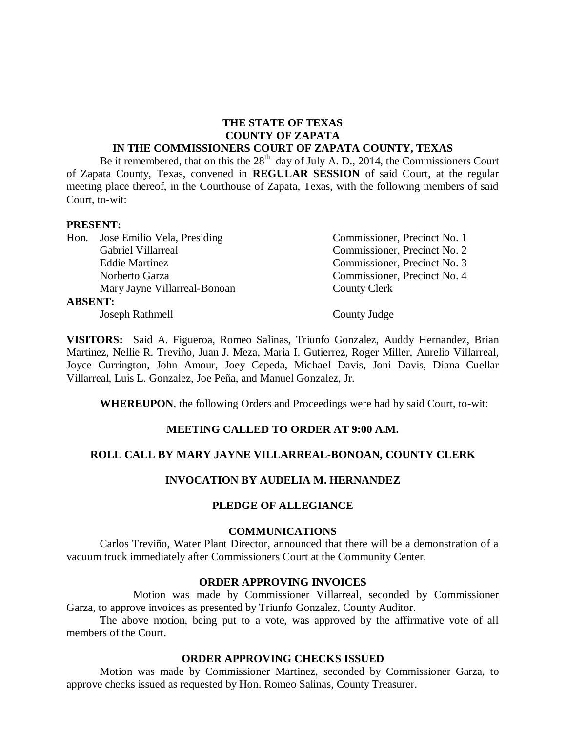**THE STATE OF TEXAS**
**COUNTY OF ZAPATA**
**IN THE COMMISSIONERS COURT OF ZAPATA COUNTY, TEXAS**

Be it remembered, that on this the 28th day of July A. D., 2014, the Commissioners Court of Zapata County, Texas, convened in **REGULAR SESSION** of said Court, at the regular meeting place thereof, in the Courthouse of Zapata, Texas, with the following members of said Court, to-wit:

**PRESENT:**

| | |
|---|---|
| Hon. Jose Emilio Vela, Presiding | Commissioner, Precinct No. 1 |
| Gabriel Villarreal | Commissioner, Precinct No. 2 |
| Eddie Martinez | Commissioner, Precinct No. 3 |
| Norberto Garza | Commissioner, Precinct No. 4 |
| Mary Jayne Villarreal-Bonoan | County Clerk |

**ABSENT:**

| | |
|---|---|
| Joseph Rathmell | County Judge |

**VISITORS:** Said A. Figueroa, Romeo Salinas, Triunfo Gonzalez, Auddy Hernandez, Brian Martinez, Nellie R. Treviño, Juan J. Meza, Maria I. Gutierrez, Roger Miller, Aurelio Villarreal, Joyce Currington, John Amour, Joey Cepeda, Michael Davis, Joni Davis, Diana Cuellar Villarreal, Luis L. Gonzalez, Joe Peña, and Manuel Gonzalez, Jr.

**WHEREUPON**, the following Orders and Proceedings were had by said Court, to-wit:

**MEETING CALLED TO ORDER AT 9:00 A.M.**

**ROLL CALL BY MARY JAYNE VILLARREAL-BONOAN, COUNTY CLERK**

**INVOCATION BY AUDELIA M. HERNANDEZ**

**PLEDGE OF ALLEGIANCE**

**COMMUNICATIONS**

Carlos Treviño, Water Plant Director, announced that there will be a demonstration of a vacuum truck immediately after Commissioners Court at the Community Center.

**ORDER APPROVING INVOICES**

Motion was made by Commissioner Villarreal, seconded by Commissioner Garza, to approve invoices as presented by Triunfo Gonzalez, County Auditor.

The above motion, being put to a vote, was approved by the affirmative vote of all members of the Court.

**ORDER APPROVING CHECKS ISSUED**

Motion was made by Commissioner Martinez, seconded by Commissioner Garza, to approve checks issued as requested by Hon. Romeo Salinas, County Treasurer.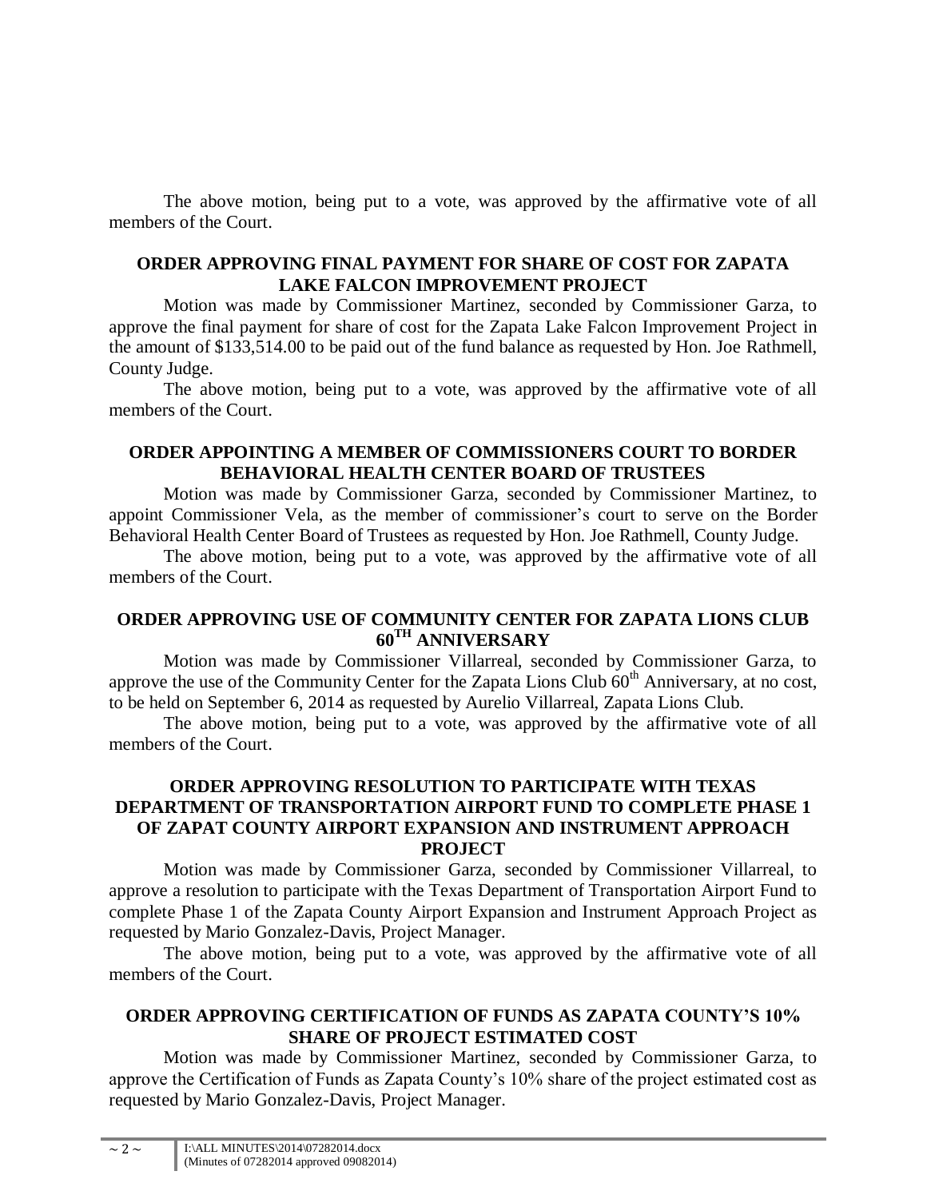The above motion, being put to a vote, was approved by the affirmative vote of all members of the Court.

**ORDER APPROVING FINAL PAYMENT FOR SHARE OF COST FOR ZAPATA LAKE FALCON IMPROVEMENT PROJECT**

Motion was made by Commissioner Martinez, seconded by Commissioner Garza, to approve the final payment for share of cost for the Zapata Lake Falcon Improvement Project in the amount of $133,514.00 to be paid out of the fund balance as requested by Hon. Joe Rathmell, County Judge.

The above motion, being put to a vote, was approved by the affirmative vote of all members of the Court.

**ORDER APPOINTING A MEMBER OF COMMISSIONERS COURT TO BORDER BEHAVIORAL HEALTH CENTER BOARD OF TRUSTEES**

Motion was made by Commissioner Garza, seconded by Commissioner Martinez, to appoint Commissioner Vela, as the member of commissioner's court to serve on the Border Behavioral Health Center Board of Trustees as requested by Hon. Joe Rathmell, County Judge.

The above motion, being put to a vote, was approved by the affirmative vote of all members of the Court.

**ORDER APPROVING USE OF COMMUNITY CENTER FOR ZAPATA LIONS CLUB 60TH ANNIVERSARY**

Motion was made by Commissioner Villarreal, seconded by Commissioner Garza, to approve the use of the Community Center for the Zapata Lions Club 60th Anniversary, at no cost, to be held on September 6, 2014 as requested by Aurelio Villarreal, Zapata Lions Club.

The above motion, being put to a vote, was approved by the affirmative vote of all members of the Court.

**ORDER APPROVING RESOLUTION TO PARTICIPATE WITH TEXAS DEPARTMENT OF TRANSPORTATION AIRPORT FUND TO COMPLETE PHASE 1 OF ZAPAT COUNTY AIRPORT EXPANSION AND INSTRUMENT APPROACH PROJECT**

Motion was made by Commissioner Garza, seconded by Commissioner Villarreal, to approve a resolution to participate with the Texas Department of Transportation Airport Fund to complete Phase 1 of the Zapata County Airport Expansion and Instrument Approach Project as requested by Mario Gonzalez-Davis, Project Manager.

The above motion, being put to a vote, was approved by the affirmative vote of all members of the Court.

**ORDER APPROVING CERTIFICATION OF FUNDS AS ZAPATA COUNTY'S 10% SHARE OF PROJECT ESTIMATED COST**

Motion was made by Commissioner Martinez, seconded by Commissioner Garza, to approve the Certification of Funds as Zapata County's 10% share of the project estimated cost as requested by Mario Gonzalez-Davis, Project Manager.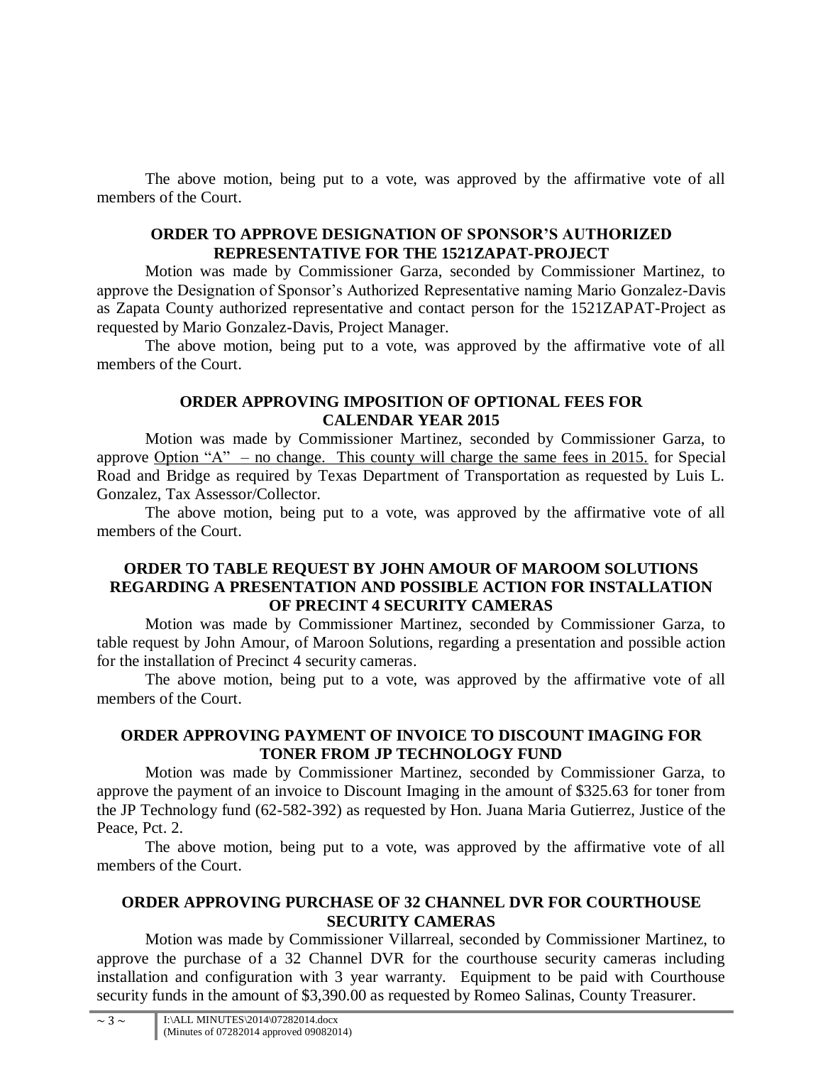The above motion, being put to a vote, was approved by the affirmative vote of all members of the Court.

**ORDER TO APPROVE DESIGNATION OF SPONSOR'S AUTHORIZED REPRESENTATIVE FOR THE 1521ZAPAT-PROJECT**

Motion was made by Commissioner Garza, seconded by Commissioner Martinez, to approve the Designation of Sponsor's Authorized Representative naming Mario Gonzalez-Davis as Zapata County authorized representative and contact person for the 1521ZAPAT-Project as requested by Mario Gonzalez-Davis, Project Manager.

The above motion, being put to a vote, was approved by the affirmative vote of all members of the Court.

**ORDER APPROVING IMPOSITION OF OPTIONAL FEES FOR CALENDAR YEAR 2015**

Motion was made by Commissioner Martinez, seconded by Commissioner Garza, to approve <u>Option "A" – no change. This county will charge the same fees in 2015.</u> for Special Road and Bridge as required by Texas Department of Transportation as requested by Luis L. Gonzalez, Tax Assessor/Collector.

The above motion, being put to a vote, was approved by the affirmative vote of all members of the Court.

**ORDER TO TABLE REQUEST BY JOHN AMOUR OF MAROOM SOLUTIONS REGARDING A PRESENTATION AND POSSIBLE ACTION FOR INSTALLATION OF PRECINT 4 SECURITY CAMERAS**

Motion was made by Commissioner Martinez, seconded by Commissioner Garza, to table request by John Amour, of Maroon Solutions, regarding a presentation and possible action for the installation of Precinct 4 security cameras.

The above motion, being put to a vote, was approved by the affirmative vote of all members of the Court.

**ORDER APPROVING PAYMENT OF INVOICE TO DISCOUNT IMAGING FOR TONER FROM JP TECHNOLOGY FUND**

Motion was made by Commissioner Martinez, seconded by Commissioner Garza, to approve the payment of an invoice to Discount Imaging in the amount of $325.63 for toner from the JP Technology fund (62-582-392) as requested by Hon. Juana Maria Gutierrez, Justice of the Peace, Pct. 2.

The above motion, being put to a vote, was approved by the affirmative vote of all members of the Court.

**ORDER APPROVING PURCHASE OF 32 CHANNEL DVR FOR COURTHOUSE SECURITY CAMERAS**

Motion was made by Commissioner Villarreal, seconded by Commissioner Martinez, to approve the purchase of a 32 Channel DVR for the courthouse security cameras including installation and configuration with 3 year warranty. Equipment to be paid with Courthouse security funds in the amount of $3,390.00 as requested by Romeo Salinas, County Treasurer.

I:\ALL MINUTES\2014\07282014.docx
(Minutes of 07282014 approved 09082014)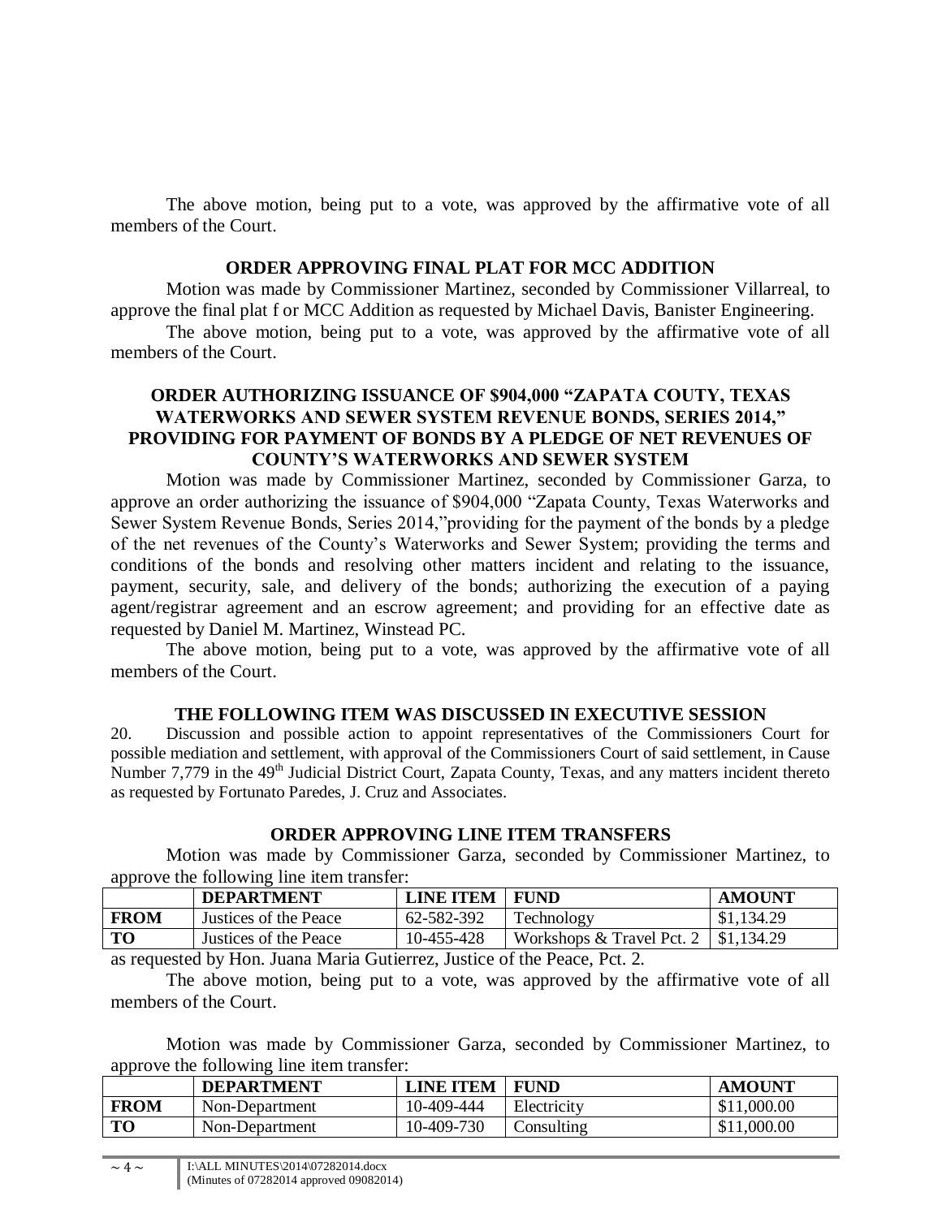The above motion, being put to a vote, was approved by the affirmative vote of all members of the Court.

**ORDER APPROVING FINAL PLAT FOR MCC ADDITION**

Motion was made by Commissioner Martinez, seconded by Commissioner Villarreal, to approve the final plat f or MCC Addition as requested by Michael Davis, Banister Engineering.

The above motion, being put to a vote, was approved by the affirmative vote of all members of the Court.

**ORDER AUTHORIZING ISSUANCE OF $904,000 "ZAPATA COUTY, TEXAS WATERWORKS AND SEWER SYSTEM REVENUE BONDS, SERIES 2014," PROVIDING FOR PAYMENT OF BONDS BY A PLEDGE OF NET REVENUES OF COUNTY'S WATERWORKS AND SEWER SYSTEM**

Motion was made by Commissioner Martinez, seconded by Commissioner Garza, to approve an order authorizing the issuance of $904,000 "Zapata County, Texas Waterworks and Sewer System Revenue Bonds, Series 2014,"providing for the payment of the bonds by a pledge of the net revenues of the County's Waterworks and Sewer System; providing the terms and conditions of the bonds and resolving other matters incident and relating to the issuance, payment, security, sale, and delivery of the bonds; authorizing the execution of a paying agent/registrar agreement and an escrow agreement; and providing for an effective date as requested by Daniel M. Martinez, Winstead PC.

The above motion, being put to a vote, was approved by the affirmative vote of all members of the Court.

**THE FOLLOWING ITEM WAS DISCUSSED IN EXECUTIVE SESSION**

20. Discussion and possible action to appoint representatives of the Commissioners Court for possible mediation and settlement, with approval of the Commissioners Court of said settlement, in Cause Number 7,779 in the 49th Judicial District Court, Zapata County, Texas, and any matters incident thereto as requested by Fortunato Paredes, J. Cruz and Associates.

**ORDER APPROVING LINE ITEM TRANSFERS**

Motion was made by Commissioner Garza, seconded by Commissioner Martinez, to approve the following line item transfer:

| | DEPARTMENT | LINE ITEM | FUND | AMOUNT |
|---|---|---|---|---|
| **FROM** | Justices of the Peace | 62-582-392 | Technology | $1,134.29 |
| **TO** | Justices of the Peace | 10-455-428 | Workshops & Travel Pct. 2 | $1,134.29 |

as requested by Hon. Juana Maria Gutierrez, Justice of the Peace, Pct. 2.

The above motion, being put to a vote, was approved by the affirmative vote of all members of the Court.

Motion was made by Commissioner Garza, seconded by Commissioner Martinez, to approve the following line item transfer:

| | DEPARTMENT | LINE ITEM | FUND | AMOUNT |
|---|---|---|---|---|
| **FROM** | Non-Department | 10-409-444 | Electricity | $11,000.00 |
| **TO** | Non-Department | 10-409-730 | Consulting | $11,000.00 |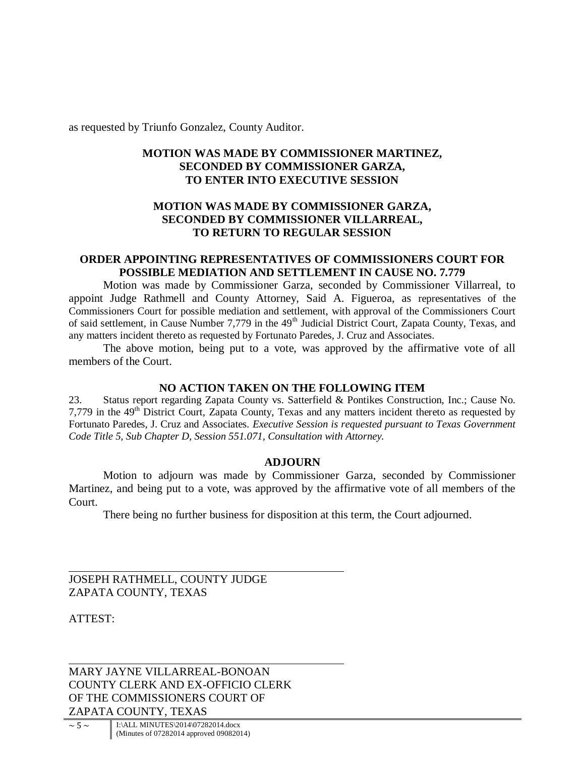as requested by Triunfo Gonzalez, County Auditor.

**MOTION WAS MADE BY COMMISSIONER MARTINEZ,
SECONDED BY COMMISSIONER GARZA,
TO ENTER INTO EXECUTIVE SESSION**

**MOTION WAS MADE BY COMMISSIONER GARZA,
SECONDED BY COMMISSIONER VILLARREAL,
TO RETURN TO REGULAR SESSION**

**ORDER APPOINTING REPRESENTATIVES OF COMMISSIONERS COURT FOR POSSIBLE MEDIATION AND SETTLEMENT IN CAUSE NO. 7.779**

Motion was made by Commissioner Garza, seconded by Commissioner Villarreal, to appoint Judge Rathmell and County Attorney, Said A. Figueroa, as representatives of the Commissioners Court for possible mediation and settlement, with approval of the Commissioners Court of said settlement, in Cause Number 7,779 in the 49th Judicial District Court, Zapata County, Texas, and any matters incident thereto as requested by Fortunato Paredes, J. Cruz and Associates.

The above motion, being put to a vote, was approved by the affirmative vote of all members of the Court.

**NO ACTION TAKEN ON THE FOLLOWING ITEM**

23. Status report regarding Zapata County vs. Satterfield & Pontikes Construction, Inc.; Cause No. 7,779 in the 49th District Court, Zapata County, Texas and any matters incident thereto as requested by Fortunato Paredes, J. Cruz and Associates. *Executive Session is requested pursuant to Texas Government Code Title 5, Sub Chapter D, Session 551.071, Consultation with Attorney.*

**ADJOURN**

Motion to adjourn was made by Commissioner Garza, seconded by Commissioner Martinez, and being put to a vote, was approved by the affirmative vote of all members of the Court.

There being no further business for disposition at this term, the Court adjourned.

\_\_\_\_\_\_\_\_\_\_\_\_\_\_\_\_\_\_\_\_\_\_\_\_\_\_\_\_\_\_\_\_\_\_\_\_\_\_\_\_

JOSEPH RATHMELL, COUNTY JUDGE
ZAPATA COUNTY, TEXAS

ATTEST:

\_\_\_\_\_\_\_\_\_\_\_\_\_\_\_\_\_\_\_\_\_\_\_\_\_\_\_\_\_\_\_\_\_\_\_\_\_\_\_\_

MARY JAYNE VILLARREAL-BONOAN
COUNTY CLERK AND EX-OFFICIO CLERK
OF THE COMMISSIONERS COURT OF
ZAPATA COUNTY, TEXAS

I:\ALL MINUTES\2014\07282014.docx
(Minutes of 07282014 approved 09082014)